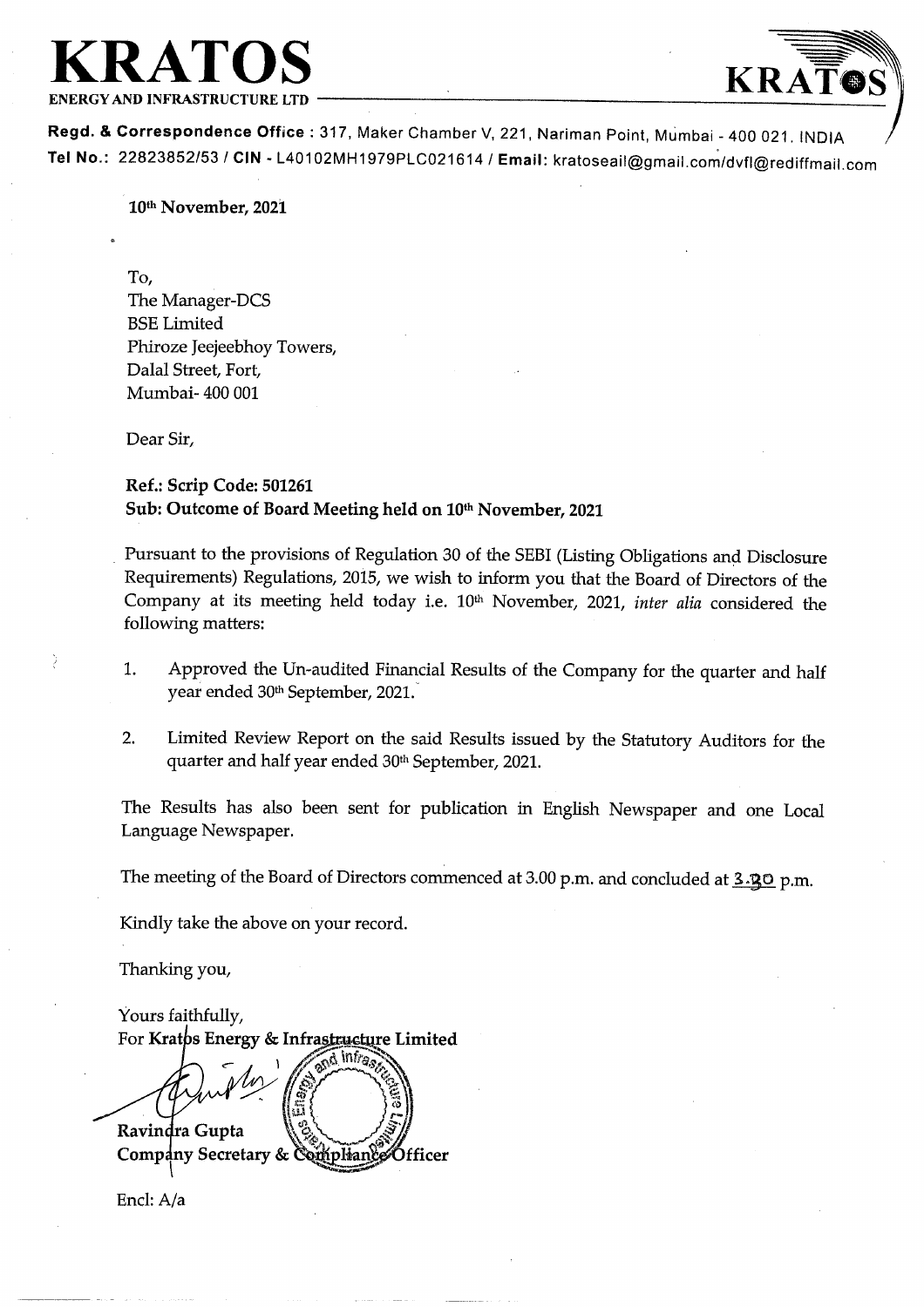# KRATOS

**ENERGY AND INFRASTRUCTURE LTD**

**Regd. & Correspondence Office** : 317, Maker Chamber V, 221, Nariman Point, Mumbai - 400 021. INDIA
**Tel No.:** 22823852/53 / **CIN** - L40102MH1979PLC021614 / **Email:** kratoseail@gmail.com/dvfl@rediffmail.com

**10th November, 2021**

To,
The Manager-DCS
BSE Limited
Phiroze Jeejeebhoy Towers,
Dalal Street, Fort,
Mumbai- 400 001

Dear Sir,

**Ref.: Scrip Code: 501261**
**Sub: Outcome of Board Meeting held on 10th November, 2021**

Pursuant to the provisions of Regulation 30 of the SEBI (Listing Obligations and Disclosure Requirements) Regulations, 2015, we wish to inform you that the Board of Directors of the Company at its meeting held today i.e. 10th November, 2021, *inter alia* considered the following matters:

1. Approved the Un-audited Financial Results of the Company for the quarter and half year ended 30th September, 2021.

2. Limited Review Report on the said Results issued by the Statutory Auditors for the quarter and half year ended 30th September, 2021.

The Results has also been sent for publication in English Newspaper and one Local Language Newspaper.

The meeting of the Board of Directors commenced at 3.00 p.m. and concluded at 3.30 p.m.

Kindly take the above on your record.

Thanking you,

Yours faithfully,
**For Kratos Energy & Infrastructure Limited**

**Ravindra Gupta**
**Company Secretary & Compliance Officer**

Encl: A/a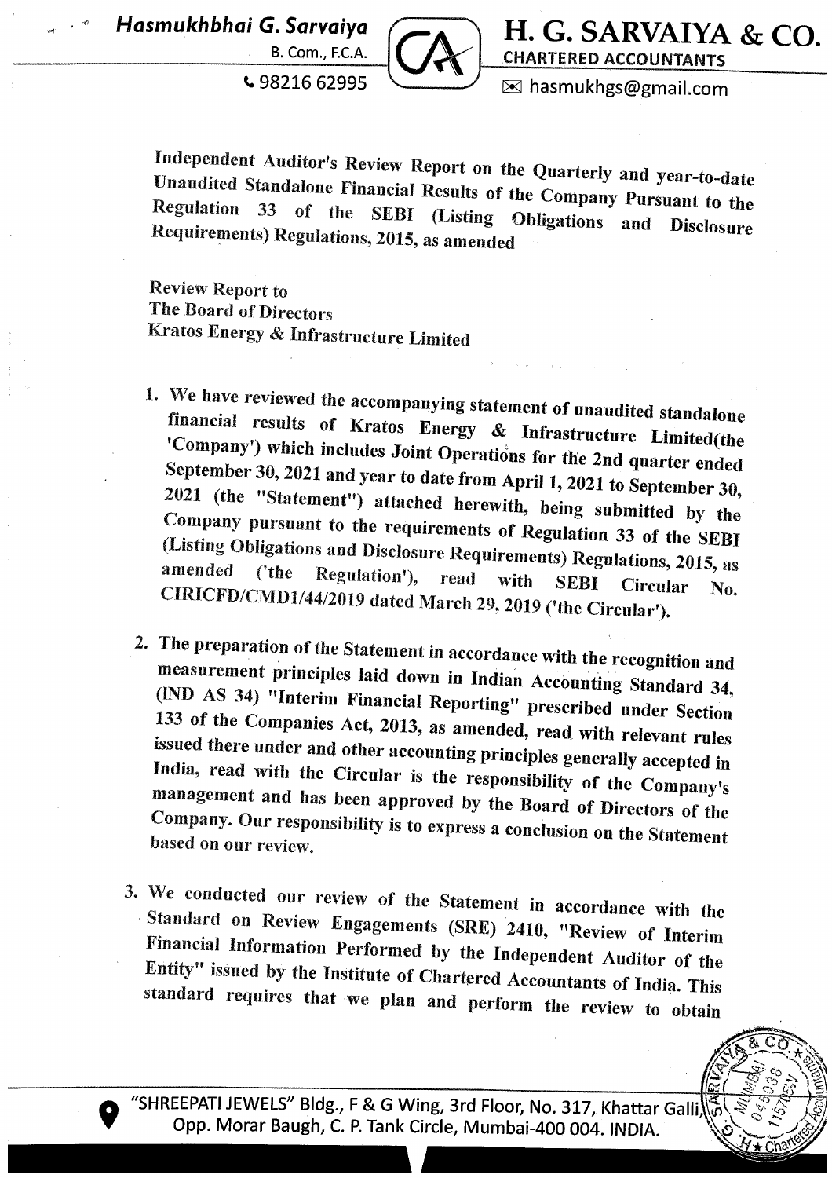Independent Auditor's Review Report on the Quarterly and year-to-date Unaudited Standalone Financial Results of the Company Pursuant to the Regulation 33 of the SEBI (Listing Obligations and Disclosure Requirements) Regulations, 2015, as amended

Review Report to
The Board of Directors
Kratos Energy & Infrastructure Limited

1. We have reviewed the accompanying statement of unaudited standalone financial results of Kratos Energy & Infrastructure Limited(the 'Company') which includes Joint Operations for the 2nd quarter ended September 30, 2021 and year to date from April 1, 2021 to September 30, 2021 (the "Statement") attached herewith, being submitted by the Company pursuant to the requirements of Regulation 33 of the SEBI (Listing Obligations and Disclosure Requirements) Regulations, 2015, as amended ('the Regulation'), read with SEBI Circular No. CIRICFD/CMD1/44/2019 dated March 29, 2019 ('the Circular').

2. The preparation of the Statement in accordance with the recognition and measurement principles laid down in Indian Accounting Standard 34, (IND AS 34) "Interim Financial Reporting" prescribed under Section 133 of the Companies Act, 2013, as amended, read with relevant rules issued there under and other accounting principles generally accepted in India, read with the Circular is the responsibility of the Company's management and has been approved by the Board of Directors of the Company. Our responsibility is to express a conclusion on the Statement based on our review.

3. We conducted our review of the Statement in accordance with the Standard on Review Engagements (SRE) 2410, "Review of Interim Financial Information Performed by the Independent Auditor of the Entity" issued by the Institute of Chartered Accountants of India. This standard requires that we plan and perform the review to obtain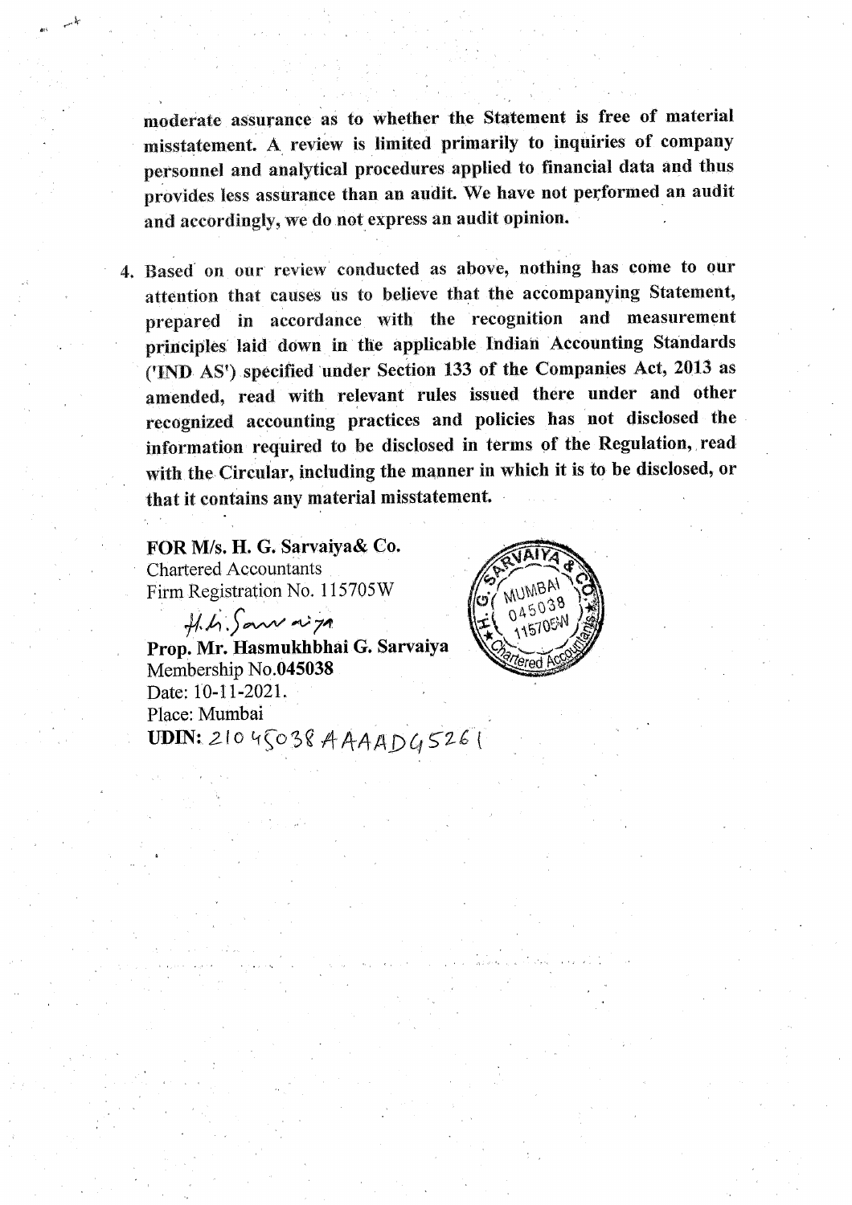**moderate assurance as to whether the Statement is free of material misstatement. A review is limited primarily to inquiries of company personnel and analytical procedures applied to financial data and thus provides less assurance than an audit. We have not performed an audit and accordingly, we do not express an audit opinion.**

4. **Based on our review conducted as above, nothing has come to our attention that causes us to believe that the accompanying Statement, prepared in accordance with the recognition and measurement principles laid down in the applicable Indian Accounting Standards ('IND AS') specified under Section 133 of the Companies Act, 2013 as amended, read with relevant rules issued there under and other recognized accounting practices and policies has not disclosed the information required to be disclosed in terms of the Regulation, read with the Circular, including the manner in which it is to be disclosed, or that it contains any material misstatement.**

**FOR M/s. H. G. Sarvaiya& Co.**
Chartered Accountants
Firm Registration No. 115705W

H.G.Sarvaiya

**Prop. Mr. Hasmukhbhai G. Sarvaiya**
Membership No.**045038**
Date: 10-11-2021.
Place: Mumbai
**UDIN:** 21045038AAAADG5261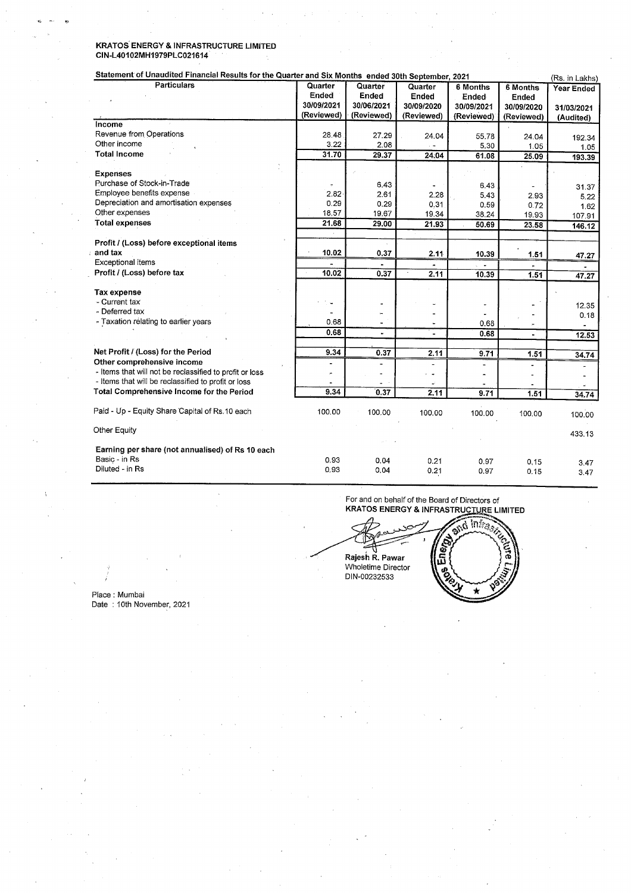**KRATOS ENERGY & INFRASTRUCTURE LIMITED**
**CIN-L40102MH1979PLC021614**

**Statement of Unaudited Financial Results for the Quarter and Six Months ended 30th September, 2021** (Rs. in Lakhs)

| Particulars | Quarter Ended 30/09/2021 (Reviewed) | Quarter Ended 30/06/2021 (Reviewed) | Quarter Ended 30/09/2020 (Reviewed) | 6 Months Ended 30/09/2021 (Reviewed) | 6 Months Ended 30/09/2020 (Reviewed) | Year Ended 31/03/2021 (Audited) |
|---|---|---|---|---|---|---|
| **Income** | | | | | | |
| Revenue from Operations | 28.48 | 27.29 | 24.04 | 55.78 | 24.04 | 192.34 |
| Other income | 3.22 | 2.08 | - | 5.30 | 1.05 | 1.05 |
| **Total Income** | 31.70 | 29.37 | 24.04 | 61.08 | 25.09 | 193.39 |
| **Expenses** | | | | | | |
| Purchase of Stock-in-Trade | - | 6.43 | - | 6.43 | - | 31.37 |
| Employee benefits expense | 2.82 | 2.61 | 2.28 | 5.43 | 2.93 | 5.22 |
| Depreciation and amortisation expenses | 0.29 | 0.29 | 0.31 | 0.59 | 0.72 | 1.62 |
| Other expenses | 18.57 | 19.67 | 19.34 | 38.24 | 19.93 | 107.91 |
| **Total expenses** | 21.68 | 29.00 | 21.93 | 50.69 | 23.58 | 146.12 |
| **Profit / (Loss) before exceptional items and tax** | 10.02 | 0.37 | 2.11 | 10.39 | 1.51 | 47.27 |
| Exceptional items | - | - | - | - | - | - |
| **Profit / (Loss) before tax** | 10.02 | 0.37 | 2.11 | 10.39 | 1.51 | 47.27 |
| **Tax expense** | | | | | | |
| - Current tax | - | - | - | - | - | 12.35 |
| - Deferred tax | - | - | - | - | - | 0.18 |
| - Taxation relating to earlier years | 0.68 | - | - | 0.68 | - | - |
| | 0.68 | - | - | 0.68 | - | 12.53 |
| **Net Profit / (Loss) for the Period** | 9.34 | 0.37 | 2.11 | 9.71 | 1.51 | 34.74 |
| **Other comprehensive income** | - | - | - | - | - | - |
| - Items that will not be reclassified to profit or loss | - | - | - | - | - | - |
| - Items that will be reclassified to profit or loss | - | - | - | - | - | - |
| **Total Comprehensive Income for the Period** | 9.34 | 0.37 | 2.11 | 9.71 | 1.51 | 34.74 |
| Paid - Up - Equity Share Capital of Rs.10 each | 100.00 | 100.00 | 100.00 | 100.00 | 100.00 | 100.00 |
| Other Equity | | | | | | 433.13 |
| **Earning per share (not annualised) of Rs 10 each** | | | | | | |
| Basic - in Rs | 0.93 | 0.04 | 0.21 | 0.97 | 0.15 | 3.47 |
| Diluted - in Rs | 0.93 | 0.04 | 0.21 | 0.97 | 0.15 | 3.47 |

For and on behalf of the Board of Directors of
**KRATOS ENERGY & INFRASTRUCTURE LIMITED**

Rajesh R. Pawar
Wholetime Director
DIN-00232533

Place : Mumbai
Date : 10th November, 2021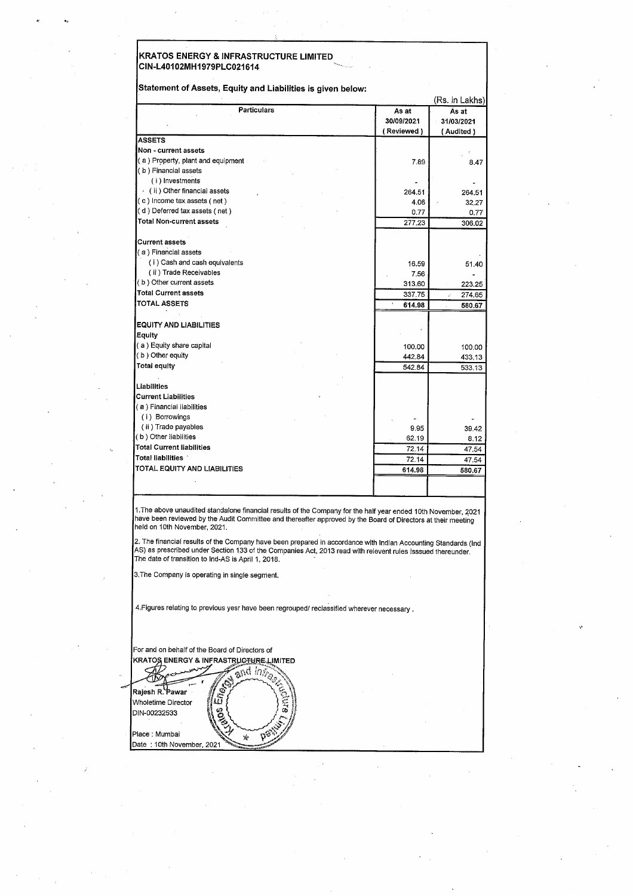**KRATOS ENERGY & INFRASTRUCTURE LIMITED**
**CIN-L40102MH1979PLC021614**

**Statement of Assets, Equity and Liabilities is given below:**

(Rs. in Lakhs)

| Particulars | As at 30/09/2021 (Reviewed) | As at 31/03/2021 (Audited) |
|---|---|---|
| **ASSETS** | | |
| **Non - current assets** | | |
| (a) Property, plant and equipment | 7.89 | 8.47 |
| (b) Financial assets | | |
| (i) Investments | - | - |
| (ii) Other financial assets | 264.51 | 264.51 |
| (c) Income tax assets (net) | 4.06 | 32.27 |
| (d) Deferred tax assets (net) | 0.77 | 0.77 |
| **Total Non-current assets** | 277.23 | 306.02 |
| **Current assets** | | |
| (a) Financial assets | | |
| (i) Cash and cash equivalents | 16.59 | 51.40 |
| (ii) Trade Receivables | 7.56 | - |
| (b) Other current assets | 313.60 | 223.25 |
| **Total Current assets** | 337.75 | 274.65 |
| **TOTAL ASSETS** | **614.98** | **580.67** |
| **EQUITY AND LIABILITIES** | | |
| **Equity** | | |
| (a) Equity share capital | 100.00 | 100.00 |
| (b) Other equity | 442.84 | 433.13 |
| **Total equity** | 542.84 | 533.13 |
| **Liabilities** | | |
| **Current Liabilities** | | |
| (a) Financial liabilities | | |
| (i) Borrowings | - | - |
| (ii) Trade payables | 9.95 | 39.42 |
| (b) Other liabilities | 62.19 | 8.12 |
| **Total Current liabilities** | 72.14 | 47.54 |
| **Total liabilities** | 72.14 | 47.54 |
| TOTAL EQUITY AND LIABILITIES | 614.98 | 580.67 |

1.The above unaudited standalone financial results of the Company for the half year ended 10th November, 2021 have been reviewed by the Audit Committee and thereafter approved by the Board of Directors at their meeting held on 10th November, 2021.

2. The financial results of the Company have been prepared in accordance with Indian Accounting Standards (Ind AS) as prescribed under Section 133 of the Companies Act, 2013 read with relevent rules Isssued thereunder. The date of transition to Ind-AS is April 1, 2018.

3.The Company is operating in single segment.

4.Figures relating to previous yesr have been regrouped/ reclassified wherever necessary .

For and on behalf of the Board of Directors of
KRATOS ENERGY & INFRASTRUCTURE LIMITED

Rajesh R. Pawar
Wholetime Director
DIN-00232533

Place : Mumbai
Date : 10th November, 2021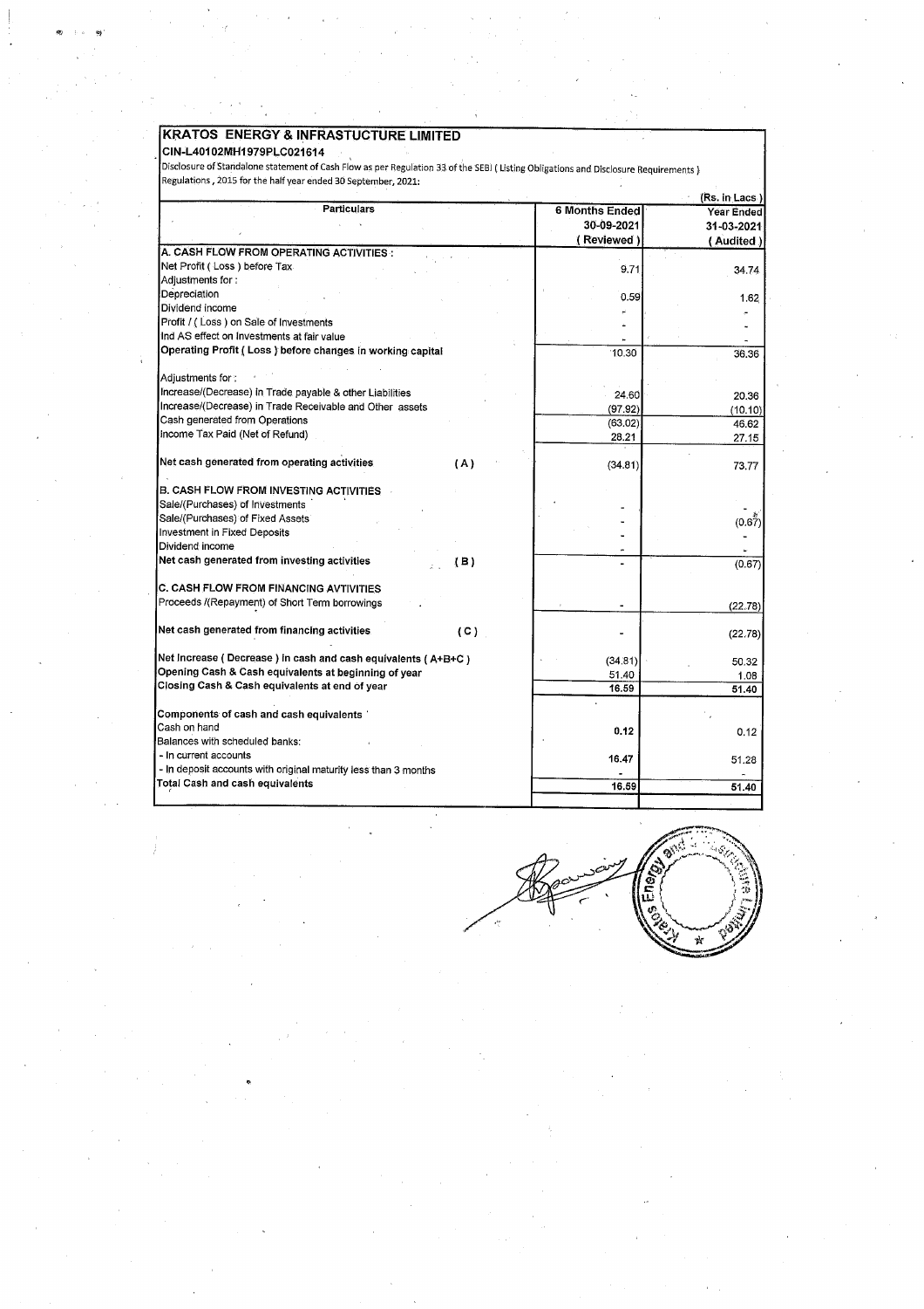## KRATOS ENERGY & INFRASTUCTURE LIMITED

**CIN-L40102MH1979PLC021614**

Disclosure of Standalone statement of Cash Flow as per Regulation 33 of the SEBI ( Listing Obligations and Disclosure Requirements ) Regulations , 2015 for the half year ended 30 September, 2021:

(Rs. in Lacs )

| Particulars | | 6 Months Ended 30-09-2021 ( Reviewed ) | Year Ended 31-03-2021 ( Audited ) |
|---|---|---|---|
| **A. CASH FLOW FROM OPERATING ACTIVITIES :** | | | |
| Net Profit ( Loss ) before Tax | | 9.71 | 34.74 |
| Adjustments for : | | | |
| Depreciation | | 0.59 | 1.62 |
| Dividend income | | - | - |
| Profit / ( Loss ) on Sale of Investments | | - | - |
| Ind AS effect on Investments at fair value | | - | - |
| **Operating Profit ( Loss ) before changes in working capital** | | 10.30 | 36.36 |
| Adjustments for : | | | |
| Increase/(Decrease) in Trade payable & other Liabilities | | 24.60 | 20.36 |
| Increase/(Decrease) in Trade Receivable and Other assets | | (97.92) | (10.10) |
| Cash generated from Operations | | (63.02) | 46.62 |
| Income Tax Paid (Net of Refund) | | 28.21 | 27.15 |
| **Net cash generated from operating activities** | **( A )** | (34.81) | 73.77 |
| **B. CASH FLOW FROM INVESTING ACTIVITIES** | | | |
| Sale/(Purchases) of Investments | | - | - |
| Sale/(Purchases) of Fixed Assets | | - | (0.67) |
| Investment in Fixed Deposits | | - | - |
| Dividend income | | - | - |
| **Net cash generated from investing activities** | **( B )** | - | (0.67) |
| **C. CASH FLOW FROM FINANCING AVTIVITIES** | | | |
| Proceeds /(Repayment) of Short Term borrowings | | - | (22.78) |
| **Net cash generated from financing activities** | **( C )** | - | (22.78) |
| **Net Increase ( Decrease ) in cash and cash equivalents ( A+B+C )** | | (34.81) | 50.32 |
| **Opening Cash & Cash equivalents at beginning of year** | | 51.40 | 1.08 |
| **Closing Cash & Cash equivalents at end of year** | | 16.59 | 51.40 |
| **Components of cash and cash equivalents** | | | |
| Cash on hand | | **0.12** | 0.12 |
| Balances with scheduled banks: | | | |
| - In current accounts | | **16.47** | 51.28 |
| - In deposit accounts with original maturity less than 3 months | | - | - |
| **Total Cash and cash equivalents** | | 16.59 | 51.40 |